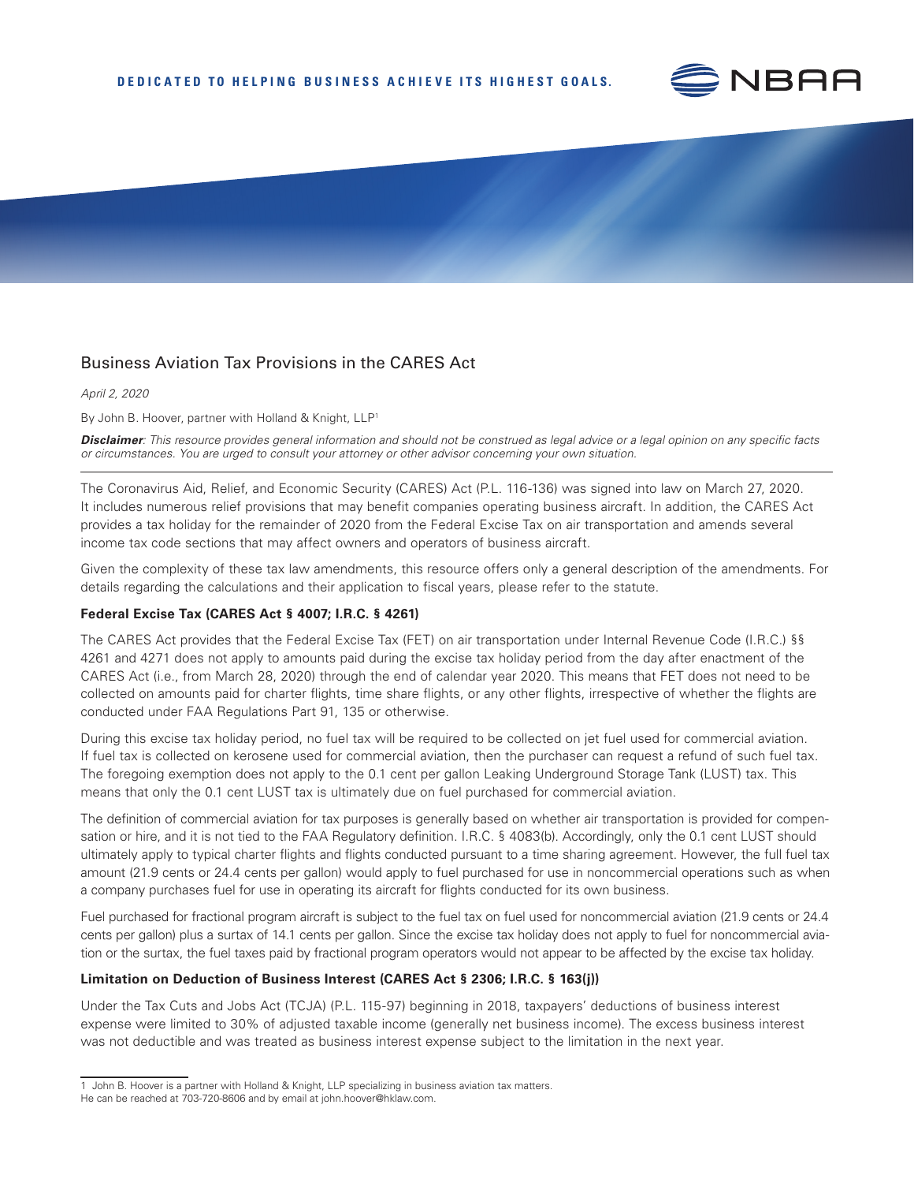# Business Aviation Tax Provisions in the CARES Act

*April 2, 2020*

By John B. Hoover, partner with Holland & Knight, LLP[1]

***Disclaimer****: This resource provides general information and should not be construed as legal advice or a legal opinion on any specific facts or circumstances. You are urged to consult your attorney or other advisor concerning your own situation.*

The Coronavirus Aid, Relief, and Economic Security (CARES) Act (P.L. 116-136) was signed into law on March 27, 2020. It includes numerous relief provisions that may benefit companies operating business aircraft. In addition, the CARES Act provides a tax holiday for the remainder of 2020 from the Federal Excise Tax on air transportation and amends several income tax code sections that may affect owners and operators of business aircraft.

Given the complexity of these tax law amendments, this resource offers only a general description of the amendments. For details regarding the calculations and their application to fiscal years, please refer to the statute.

### Federal Excise Tax (CARES Act § 4007; I.R.C. § 4261)

The CARES Act provides that the Federal Excise Tax (FET) on air transportation under Internal Revenue Code (I.R.C.) §§ 4261 and 4271 does not apply to amounts paid during the excise tax holiday period from the day after enactment of the CARES Act (i.e., from March 28, 2020) through the end of calendar year 2020. This means that FET does not need to be collected on amounts paid for charter flights, time share flights, or any other flights, irrespective of whether the flights are conducted under FAA Regulations Part 91, 135 or otherwise.

During this excise tax holiday period, no fuel tax will be required to be collected on jet fuel used for commercial aviation. If fuel tax is collected on kerosene used for commercial aviation, then the purchaser can request a refund of such fuel tax. The foregoing exemption does not apply to the 0.1 cent per gallon Leaking Underground Storage Tank (LUST) tax. This means that only the 0.1 cent LUST tax is ultimately due on fuel purchased for commercial aviation.

The definition of commercial aviation for tax purposes is generally based on whether air transportation is provided for compensation or hire, and it is not tied to the FAA Regulatory definition. I.R.C. § 4083(b). Accordingly, only the 0.1 cent LUST should ultimately apply to typical charter flights and flights conducted pursuant to a time sharing agreement. However, the full fuel tax amount (21.9 cents or 24.4 cents per gallon) would apply to fuel purchased for use in noncommercial operations such as when a company purchases fuel for use in operating its aircraft for flights conducted for its own business.

Fuel purchased for fractional program aircraft is subject to the fuel tax on fuel used for noncommercial aviation (21.9 cents or 24.4 cents per gallon) plus a surtax of 14.1 cents per gallon. Since the excise tax holiday does not apply to fuel for noncommercial aviation or the surtax, the fuel taxes paid by fractional program operators would not appear to be affected by the excise tax holiday.

### Limitation on Deduction of Business Interest (CARES Act § 2306; I.R.C. § 163(j))

Under the Tax Cuts and Jobs Act (TCJA) (P.L. 115-97) beginning in 2018, taxpayers' deductions of business interest expense were limited to 30% of adjusted taxable income (generally net business income). The excess business interest was not deductible and was treated as business interest expense subject to the limitation in the next year.

[1] John B. Hoover is a partner with Holland & Knight, LLP specializing in business aviation tax matters. He can be reached at 703-720-8606 and by email at john.hoover@hklaw.com.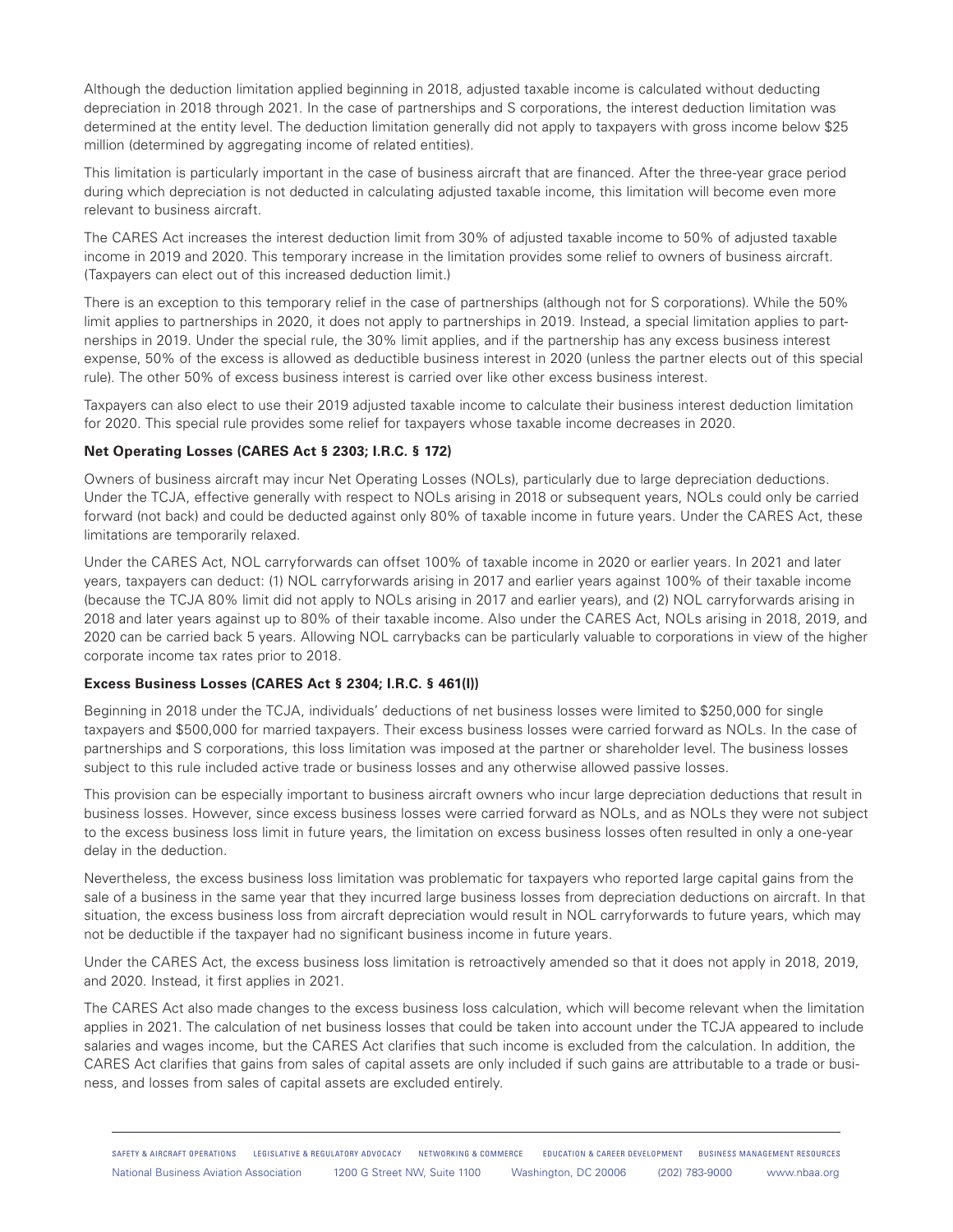Although the deduction limitation applied beginning in 2018, adjusted taxable income is calculated without deducting depreciation in 2018 through 2021. In the case of partnerships and S corporations, the interest deduction limitation was determined at the entity level. The deduction limitation generally did not apply to taxpayers with gross income below $25 million (determined by aggregating income of related entities).

This limitation is particularly important in the case of business aircraft that are financed. After the three-year grace period during which depreciation is not deducted in calculating adjusted taxable income, this limitation will become even more relevant to business aircraft.

The CARES Act increases the interest deduction limit from 30% of adjusted taxable income to 50% of adjusted taxable income in 2019 and 2020. This temporary increase in the limitation provides some relief to owners of business aircraft. (Taxpayers can elect out of this increased deduction limit.)

There is an exception to this temporary relief in the case of partnerships (although not for S corporations). While the 50% limit applies to partnerships in 2020, it does not apply to partnerships in 2019. Instead, a special limitation applies to partnerships in 2019. Under the special rule, the 30% limit applies, and if the partnership has any excess business interest expense, 50% of the excess is allowed as deductible business interest in 2020 (unless the partner elects out of this special rule). The other 50% of excess business interest is carried over like other excess business interest.

Taxpayers can also elect to use their 2019 adjusted taxable income to calculate their business interest deduction limitation for 2020. This special rule provides some relief for taxpayers whose taxable income decreases in 2020.

**Net Operating Losses (CARES Act § 2303; I.R.C. § 172)**

Owners of business aircraft may incur Net Operating Losses (NOLs), particularly due to large depreciation deductions. Under the TCJA, effective generally with respect to NOLs arising in 2018 or subsequent years, NOLs could only be carried forward (not back) and could be deducted against only 80% of taxable income in future years. Under the CARES Act, these limitations are temporarily relaxed.

Under the CARES Act, NOL carryforwards can offset 100% of taxable income in 2020 or earlier years. In 2021 and later years, taxpayers can deduct: (1) NOL carryforwards arising in 2017 and earlier years against 100% of their taxable income (because the TCJA 80% limit did not apply to NOLs arising in 2017 and earlier years), and (2) NOL carryforwards arising in 2018 and later years against up to 80% of their taxable income. Also under the CARES Act, NOLs arising in 2018, 2019, and 2020 can be carried back 5 years. Allowing NOL carrybacks can be particularly valuable to corporations in view of the higher corporate income tax rates prior to 2018.

**Excess Business Losses (CARES Act § 2304; I.R.C. § 461(l))**

Beginning in 2018 under the TCJA, individuals' deductions of net business losses were limited to $250,000 for single taxpayers and $500,000 for married taxpayers. Their excess business losses were carried forward as NOLs. In the case of partnerships and S corporations, this loss limitation was imposed at the partner or shareholder level. The business losses subject to this rule included active trade or business losses and any otherwise allowed passive losses.

This provision can be especially important to business aircraft owners who incur large depreciation deductions that result in business losses. However, since excess business losses were carried forward as NOLs, and as NOLs they were not subject to the excess business loss limit in future years, the limitation on excess business losses often resulted in only a one-year delay in the deduction.

Nevertheless, the excess business loss limitation was problematic for taxpayers who reported large capital gains from the sale of a business in the same year that they incurred large business losses from depreciation deductions on aircraft. In that situation, the excess business loss from aircraft depreciation would result in NOL carryforwards to future years, which may not be deductible if the taxpayer had no significant business income in future years.

Under the CARES Act, the excess business loss limitation is retroactively amended so that it does not apply in 2018, 2019, and 2020. Instead, it first applies in 2021.

The CARES Act also made changes to the excess business loss calculation, which will become relevant when the limitation applies in 2021. The calculation of net business losses that could be taken into account under the TCJA appeared to include salaries and wages income, but the CARES Act clarifies that such income is excluded from the calculation. In addition, the CARES Act clarifies that gains from sales of capital assets are only included if such gains are attributable to a trade or business, and losses from sales of capital assets are excluded entirely.